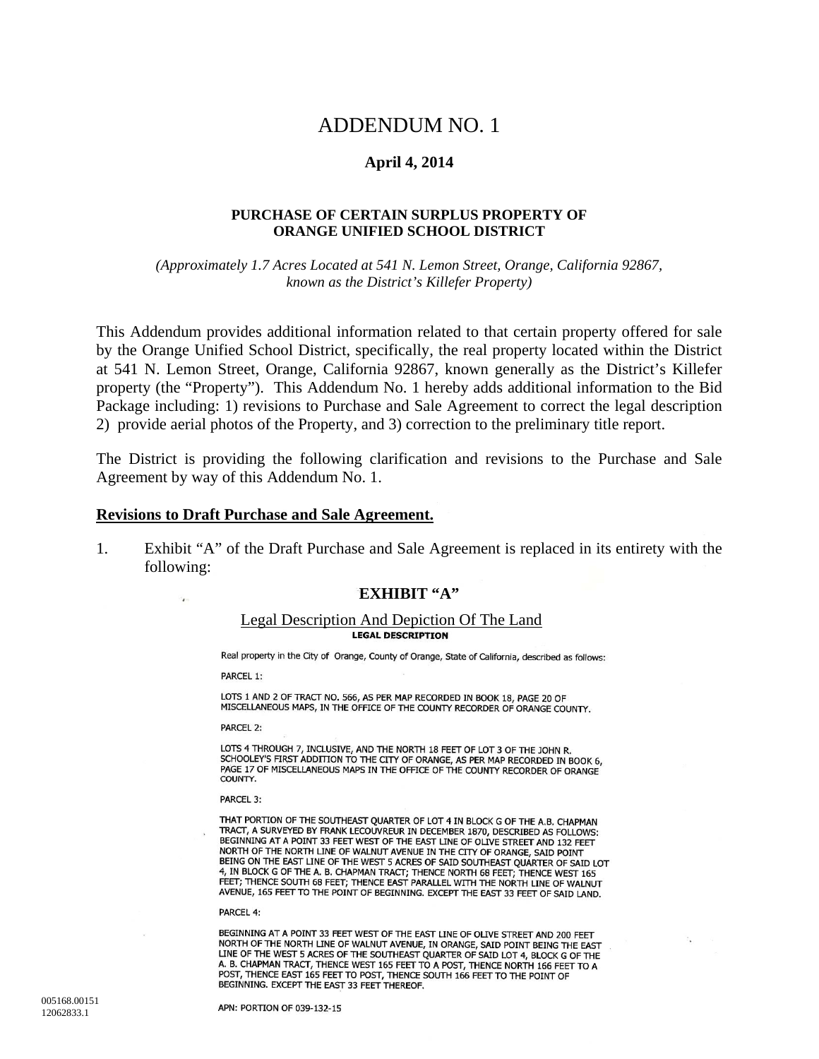# ADDENDUM NO. 1

**April 4, 2014**

**PURCHASE OF CERTAIN SURPLUS PROPERTY OF ORANGE UNIFIED SCHOOL DISTRICT**

*(Approximately 1.7 Acres Located at 541 N. Lemon Street, Orange, California 92867, known as the District's Killefer Property)*

This Addendum provides additional information related to that certain property offered for sale by the Orange Unified School District, specifically, the real property located within the District at 541 N. Lemon Street, Orange, California 92867, known generally as the District's Killefer property (the "Property"). This Addendum No. 1 hereby adds additional information to the Bid Package including: 1) revisions to Purchase and Sale Agreement to correct the legal description 2) provide aerial photos of the Property, and 3) correction to the preliminary title report.

The District is providing the following clarification and revisions to the Purchase and Sale Agreement by way of this Addendum No. 1.

**Revisions to Draft Purchase and Sale Agreement.**

1. Exhibit "A" of the Draft Purchase and Sale Agreement is replaced in its entirety with the following:

**EXHIBIT "A"**

Legal Description And Depiction Of The Land

**LEGAL DESCRIPTION**

Real property in the City of Orange, County of Orange, State of California, described as follows:

PARCEL 1:

LOTS 1 AND 2 OF TRACT NO. 566, AS PER MAP RECORDED IN BOOK 18, PAGE 20 OF MISCELLANEOUS MAPS, IN THE OFFICE OF THE COUNTY RECORDER OF ORANGE COUNTY.

PARCEL 2:

LOTS 4 THROUGH 7, INCLUSIVE, AND THE NORTH 18 FEET OF LOT 3 OF THE JOHN R. SCHOOLEY'S FIRST ADDITION TO THE CITY OF ORANGE, AS PER MAP RECORDED IN BOOK 6, PAGE 17 OF MISCELLANEOUS MAPS IN THE OFFICE OF THE COUNTY RECORDER OF ORANGE COUNTY.

PARCEL 3:

THAT PORTION OF THE SOUTHEAST QUARTER OF LOT 4 IN BLOCK G OF THE A.B. CHAPMAN TRACT, A SURVEYED BY FRANK LECOUVREUR IN DECEMBER 1870, DESCRIBED AS FOLLOWS: BEGINNING AT A POINT 33 FEET WEST OF THE EAST LINE OF OLIVE STREET AND 132 FEET NORTH OF THE NORTH LINE OF WALNUT AVENUE IN THE CITY OF ORANGE, SAID POINT BEING ON THE EAST LINE OF THE WEST 5 ACRES OF SAID SOUTHEAST QUARTER OF SAID LOT 4, IN BLOCK G OF THE A. B. CHAPMAN TRACT; THENCE NORTH 68 FEET; THENCE WEST 165 FEET; THENCE SOUTH 68 FEET; THENCE EAST PARALLEL WITH THE NORTH LINE OF WALNUT AVENUE, 165 FEET TO THE POINT OF BEGINNING. EXCEPT THE EAST 33 FEET OF SAID LAND.

PARCEL 4:

BEGINNING AT A POINT 33 FEET WEST OF THE EAST LINE OF OLIVE STREET AND 200 FEET NORTH OF THE NORTH LINE OF WALNUT AVENUE, IN ORANGE, SAID POINT BEING THE EAST LINE OF THE WEST 5 ACRES OF THE SOUTHEAST QUARTER OF SAID LOT 4, BLOCK G OF THE A. B. CHAPMAN TRACT, THENCE WEST 165 FEET TO A POST, THENCE NORTH 166 FEET TO A POST, THENCE EAST 165 FEET TO POST, THENCE SOUTH 166 FEET TO THE POINT OF BEGINNING. EXCEPT THE EAST 33 FEET THEREOF.

APN: PORTION OF 039-132-15

005168.00151
12062833.1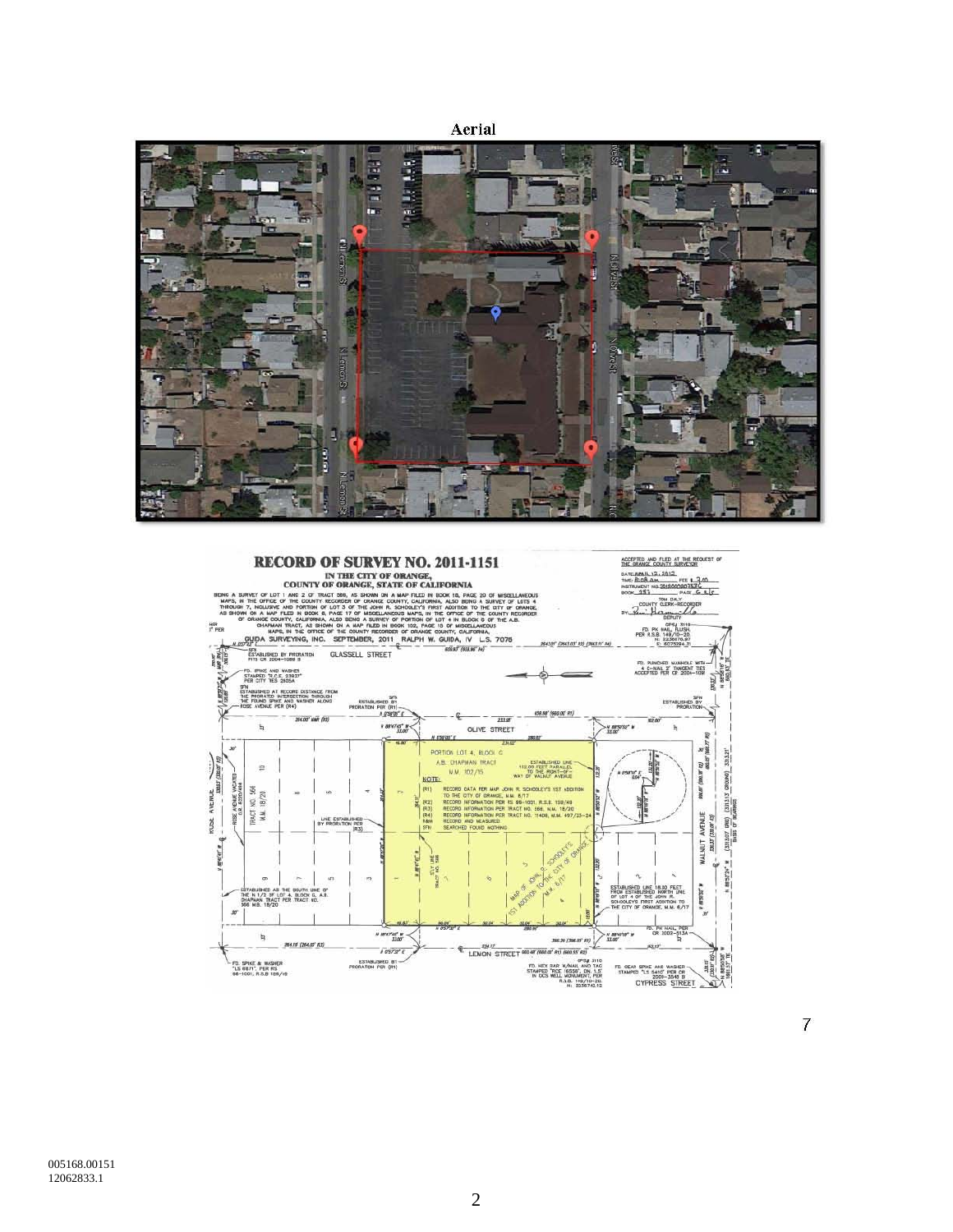Aerial

RECORD OF SURVEY NO. 2011-1151

IN THE CITY OF ORANGE,
COUNTY OF ORANGE, STATE OF CALIFORNIA

BEING A SURVEY OF LOT 1 AND 2 OF TRACT 566, AS SHOWN ON A MAP FILED IN BOOK 18, PAGE 20 OF MISCELLANEOUS MAPS, IN THE OFFICE OF THE COUNTY RECORDER OF ORANGE COUNTY, CALIFORNIA, ALSO BEING A SURVEY OF LOTS 4 THROUGH 7, INCLUSIVE AND PORTION OF LOT 3 OF THE JOHN R. SCHOOLEY'S FIRST ADDITION TO THE CITY OF ORANGE, AS SHOWN ON A MAP FILED IN BOOK 8, PAGE 17 OF MISCELLANEOUS MAPS, IN THE OFFICE OF THE COUNTY RECORDER OF ORANGE COUNTY, CALIFORNIA, ALSO BEING A SURVEY OF PORTION OF LOT 4 IN BLOCK G OF THE A.B. CHAPMAN TRACT, AS SHOWN ON A MAP FILED IN BOOK 102, PAGE 15 OF MISCELLANEOUS MAPS, IN THE OFFICE OF THE COUNTY RECORDER OF ORANGE COUNTY, CALIFORNIA.

GUIDA SURVEYING, INC. SEPTEMBER, 2011 RALPH W. GUIDA, IV L.S. 7076

7

005168.00151
12062833.1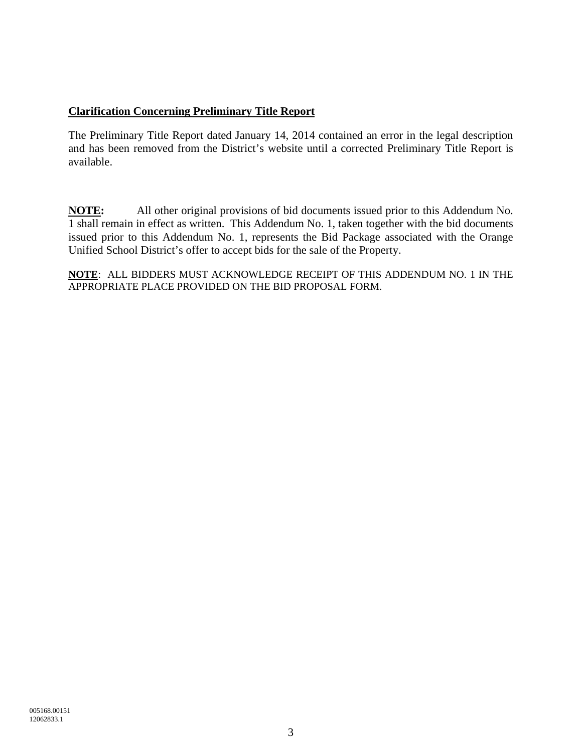**<u>Clarification Concerning Preliminary Title Report</u>**

The Preliminary Title Report dated January 14, 2014 contained an error in the legal description and has been removed from the District's website until a corrected Preliminary Title Report is available.

**<u>NOTE</u>:** All other original provisions of bid documents issued prior to this Addendum No. 1 shall remain in effect as written. This Addendum No. 1, taken together with the bid documents issued prior to this Addendum No. 1, represents the Bid Package associated with the Orange Unified School District's offer to accept bids for the sale of the Property.

**<u>NOTE</u>**: ALL BIDDERS MUST ACKNOWLEDGE RECEIPT OF THIS ADDENDUM NO. 1 IN THE APPROPRIATE PLACE PROVIDED ON THE BID PROPOSAL FORM.

005168.00151
12062833.1